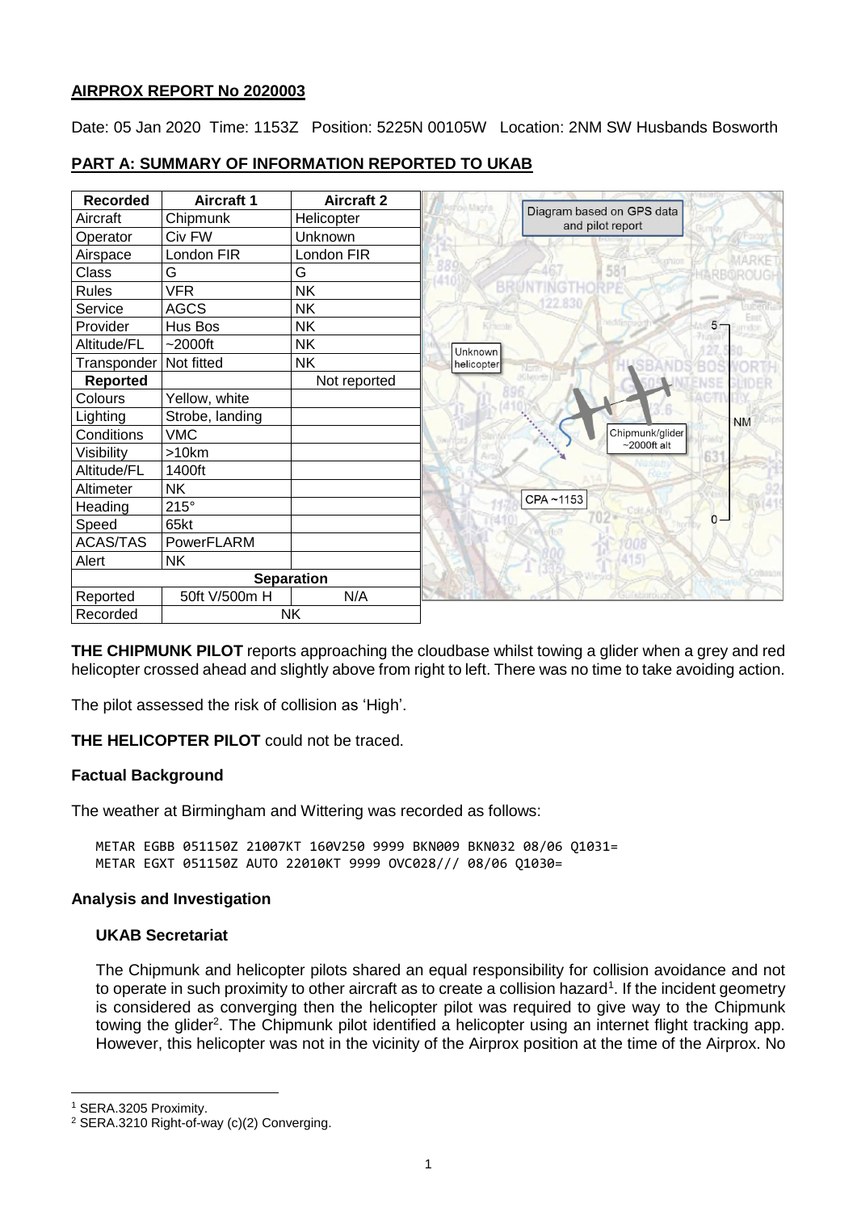**AIRPROX REPORT No 2020003**

Date: 05 Jan 2020 Time: 1153Z Position: 5225N 00105W Location: 2NM SW Husbands Bosworth

## PART A: SUMMARY OF INFORMATION REPORTED TO UKAB

| Recorded | Aircraft 1 | Aircraft 2 |
|---|---|---|
| Aircraft | Chipmunk | Helicopter |
| Operator | Civ FW | Unknown |
| Airspace | London FIR | London FIR |
| Class | G | G |
| Rules | VFR | NK |
| Service | AGCS | NK |
| Provider | Hus Bos | NK |
| Altitude/FL | ~2000ft | NK |
| Transponder | Not fitted | NK |
| **Reported** | | Not reported |
| Colours | Yellow, white | |
| Lighting | Strobe, landing | |
| Conditions | VMC | |
| Visibility | >10km | |
| Altitude/FL | 1400ft | |
| Altimeter | NK | |
| Heading | 215° | |
| Speed | 65kt | |
| ACAS/TAS | PowerFLARM | |
| Alert | NK | |
| **Separation** | | |
| Reported | 50ft V/500m H | N/A |
| Recorded | NK | |

Diagram based on GPS data and pilot report

Unknown helicopter

Chipmunk/glider ~2000ft alt

CPA ~1153

**THE CHIPMUNK PILOT** reports approaching the cloudbase whilst towing a glider when a grey and red helicopter crossed ahead and slightly above from right to left. There was no time to take avoiding action.

The pilot assessed the risk of collision as 'High'.

**THE HELICOPTER PILOT** could not be traced.

### Factual Background

The weather at Birmingham and Wittering was recorded as follows:

```
METAR EGBB 051150Z 21007KT 160V250 9999 BKN009 BKN032 08/06 Q1031=
METAR EGXT 051150Z AUTO 22010KT 9999 OVC028/// 08/06 Q1030=
```

### Analysis and Investigation

#### UKAB Secretariat

The Chipmunk and helicopter pilots shared an equal responsibility for collision avoidance and not to operate in such proximity to other aircraft as to create a collision hazard[1]. If the incident geometry is considered as converging then the helicopter pilot was required to give way to the Chipmunk towing the glider[2]. The Chipmunk pilot identified a helicopter using an internet flight tracking app. However, this helicopter was not in the vicinity of the Airprox position at the time of the Airprox. No

[1] SERA.3205 Proximity.
[2] SERA.3210 Right-of-way (c)(2) Converging.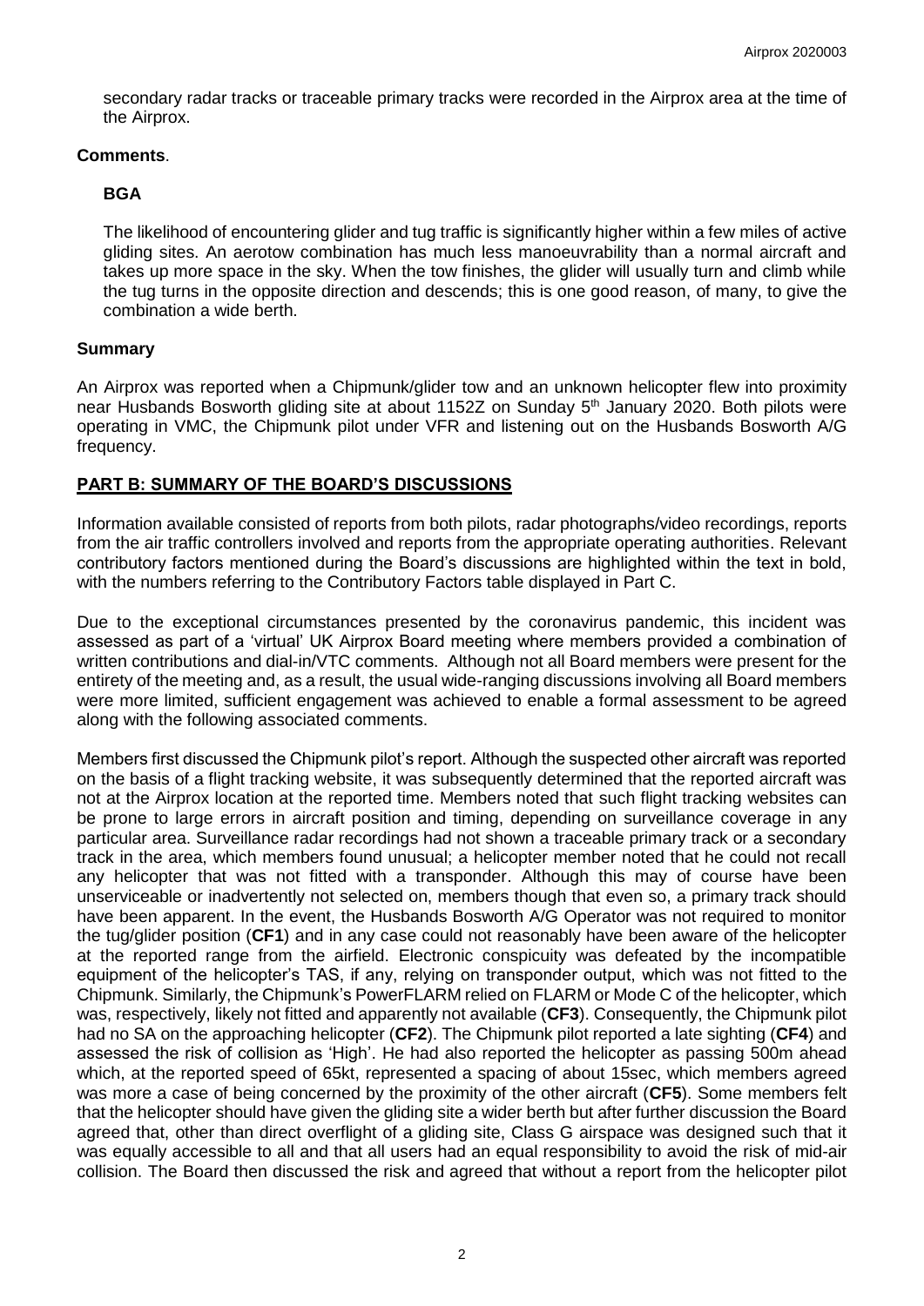secondary radar tracks or traceable primary tracks were recorded in the Airprox area at the time of the Airprox.

**Comments**.

**BGA**

The likelihood of encountering glider and tug traffic is significantly higher within a few miles of active gliding sites. An aerotow combination has much less manoeuvrability than a normal aircraft and takes up more space in the sky. When the tow finishes, the glider will usually turn and climb while the tug turns in the opposite direction and descends; this is one good reason, of many, to give the combination a wide berth.

**Summary**

An Airprox was reported when a Chipmunk/glider tow and an unknown helicopter flew into proximity near Husbands Bosworth gliding site at about 1152Z on Sunday 5th January 2020. Both pilots were operating in VMC, the Chipmunk pilot under VFR and listening out on the Husbands Bosworth A/G frequency.

## PART B: SUMMARY OF THE BOARD'S DISCUSSIONS

Information available consisted of reports from both pilots, radar photographs/video recordings, reports from the air traffic controllers involved and reports from the appropriate operating authorities. Relevant contributory factors mentioned during the Board's discussions are highlighted within the text in bold, with the numbers referring to the Contributory Factors table displayed in Part C.

Due to the exceptional circumstances presented by the coronavirus pandemic, this incident was assessed as part of a 'virtual' UK Airprox Board meeting where members provided a combination of written contributions and dial-in/VTC comments. Although not all Board members were present for the entirety of the meeting and, as a result, the usual wide-ranging discussions involving all Board members were more limited, sufficient engagement was achieved to enable a formal assessment to be agreed along with the following associated comments.

Members first discussed the Chipmunk pilot's report. Although the suspected other aircraft was reported on the basis of a flight tracking website, it was subsequently determined that the reported aircraft was not at the Airprox location at the reported time. Members noted that such flight tracking websites can be prone to large errors in aircraft position and timing, depending on surveillance coverage in any particular area. Surveillance radar recordings had not shown a traceable primary track or a secondary track in the area, which members found unusual; a helicopter member noted that he could not recall any helicopter that was not fitted with a transponder. Although this may of course have been unserviceable or inadvertently not selected on, members though that even so, a primary track should have been apparent. In the event, the Husbands Bosworth A/G Operator was not required to monitor the tug/glider position (**CF1**) and in any case could not reasonably have been aware of the helicopter at the reported range from the airfield. Electronic conspicuity was defeated by the incompatible equipment of the helicopter's TAS, if any, relying on transponder output, which was not fitted to the Chipmunk. Similarly, the Chipmunk's PowerFLARM relied on FLARM or Mode C of the helicopter, which was, respectively, likely not fitted and apparently not available (**CF3**). Consequently, the Chipmunk pilot had no SA on the approaching helicopter (**CF2**). The Chipmunk pilot reported a late sighting (**CF4**) and assessed the risk of collision as 'High'. He had also reported the helicopter as passing 500m ahead which, at the reported speed of 65kt, represented a spacing of about 15sec, which members agreed was more a case of being concerned by the proximity of the other aircraft (**CF5**). Some members felt that the helicopter should have given the gliding site a wider berth but after further discussion the Board agreed that, other than direct overflight of a gliding site, Class G airspace was designed such that it was equally accessible to all and that all users had an equal responsibility to avoid the risk of mid-air collision. The Board then discussed the risk and agreed that without a report from the helicopter pilot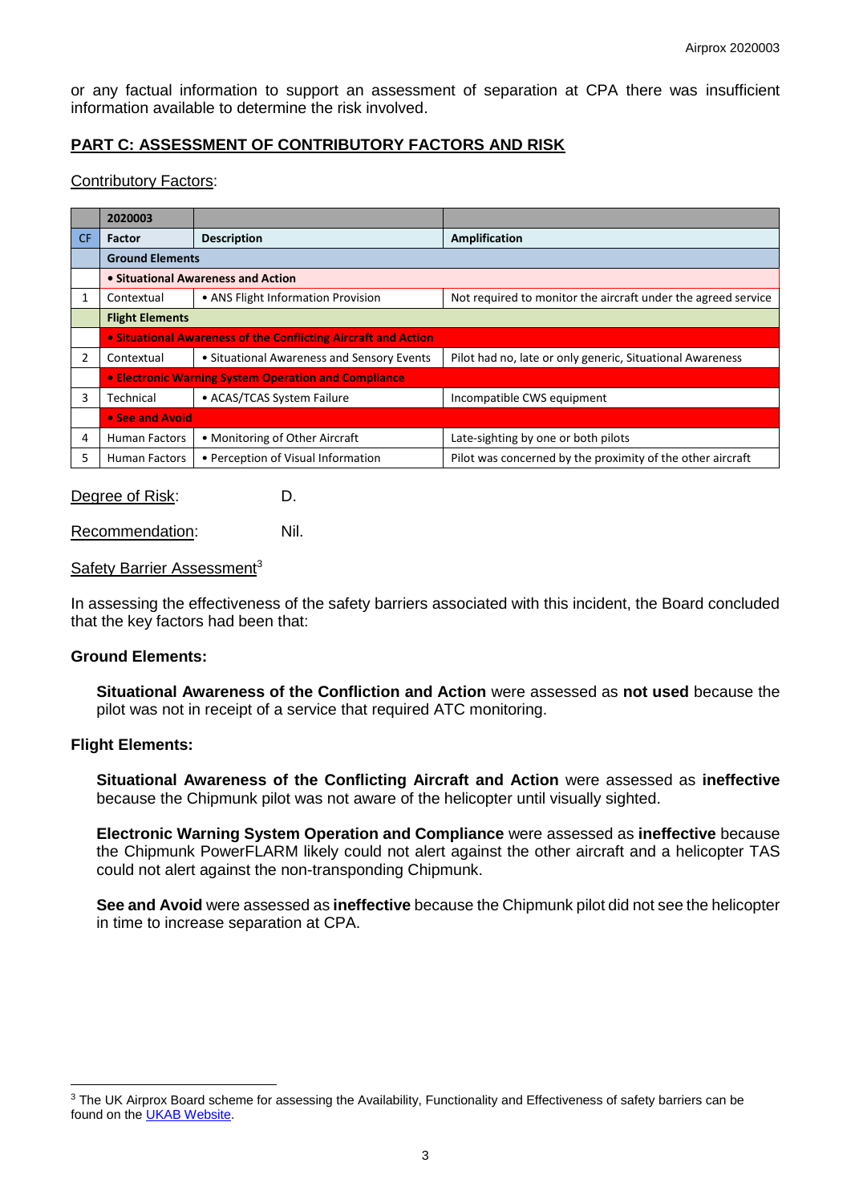or any factual information to support an assessment of separation at CPA there was insufficient information available to determine the risk involved.

## PART C: ASSESSMENT OF CONTRIBUTORY FACTORS AND RISK

Contributory Factors:

| | 2020003 | | |
|---|---|---|---|
| CF | Factor | Description | Amplification |
| | **Ground Elements** | | |
| | **• Situational Awareness and Action** | | |
| 1 | Contextual | • ANS Flight Information Provision | Not required to monitor the aircraft under the agreed service |
| | **Flight Elements** | | |
| | **• Situational Awareness of the Conflicting Aircraft and Action** | | |
| 2 | Contextual | • Situational Awareness and Sensory Events | Pilot had no, late or only generic, Situational Awareness |
| | **• Electronic Warning System Operation and Compliance** | | |
| 3 | Technical | • ACAS/TCAS System Failure | Incompatible CWS equipment |
| | **• See and Avoid** | | |
| 4 | Human Factors | • Monitoring of Other Aircraft | Late-sighting by one or both pilots |
| 5 | Human Factors | • Perception of Visual Information | Pilot was concerned by the proximity of the other aircraft |

Degree of Risk: D.

Recommendation: Nil.

Safety Barrier Assessment[3]

In assessing the effectiveness of the safety barriers associated with this incident, the Board concluded that the key factors had been that:

**Ground Elements:**

**Situational Awareness of the Confliction and Action** were assessed as **not used** because the pilot was not in receipt of a service that required ATC monitoring.

**Flight Elements:**

**Situational Awareness of the Conflicting Aircraft and Action** were assessed as **ineffective** because the Chipmunk pilot was not aware of the helicopter until visually sighted.

**Electronic Warning System Operation and Compliance** were assessed as **ineffective** because the Chipmunk PowerFLARM likely could not alert against the other aircraft and a helicopter TAS could not alert against the non-transponding Chipmunk.

**See and Avoid** were assessed as **ineffective** because the Chipmunk pilot did not see the helicopter in time to increase separation at CPA.

[3] The UK Airprox Board scheme for assessing the Availability, Functionality and Effectiveness of safety barriers can be found on the UKAB Website.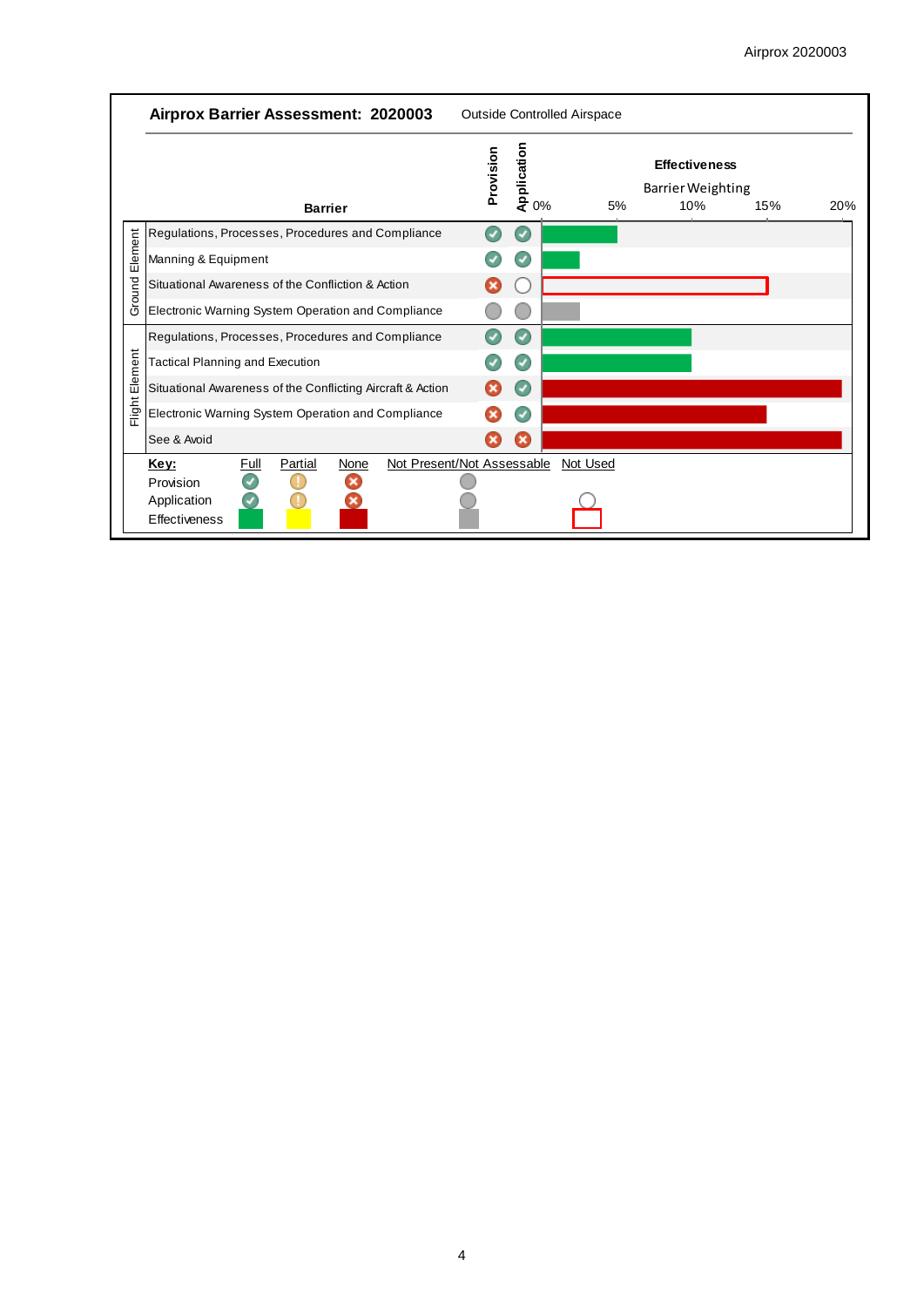**Airprox Barrier Assessment: 2020003** Outside Controlled Airspace

Barrier

Provision

Application

Effectiveness

Barrier Weighting

0% 5% 10% 15% 20%

Ground Element

Regulations, Processes, Procedures and Compliance

Manning & Equipment

Situational Awareness of the Confliction & Action

Electronic Warning System Operation and Compliance

Flight Element

Regulations, Processes, Procedures and Compliance

Tactical Planning and Execution

Situational Awareness of the Conflicting Aircraft & Action

Electronic Warning System Operation and Compliance

See & Avoid

**Key:** Full Partial None Not Present/Not Assessable Not Used

Provision

Application

Effectiveness